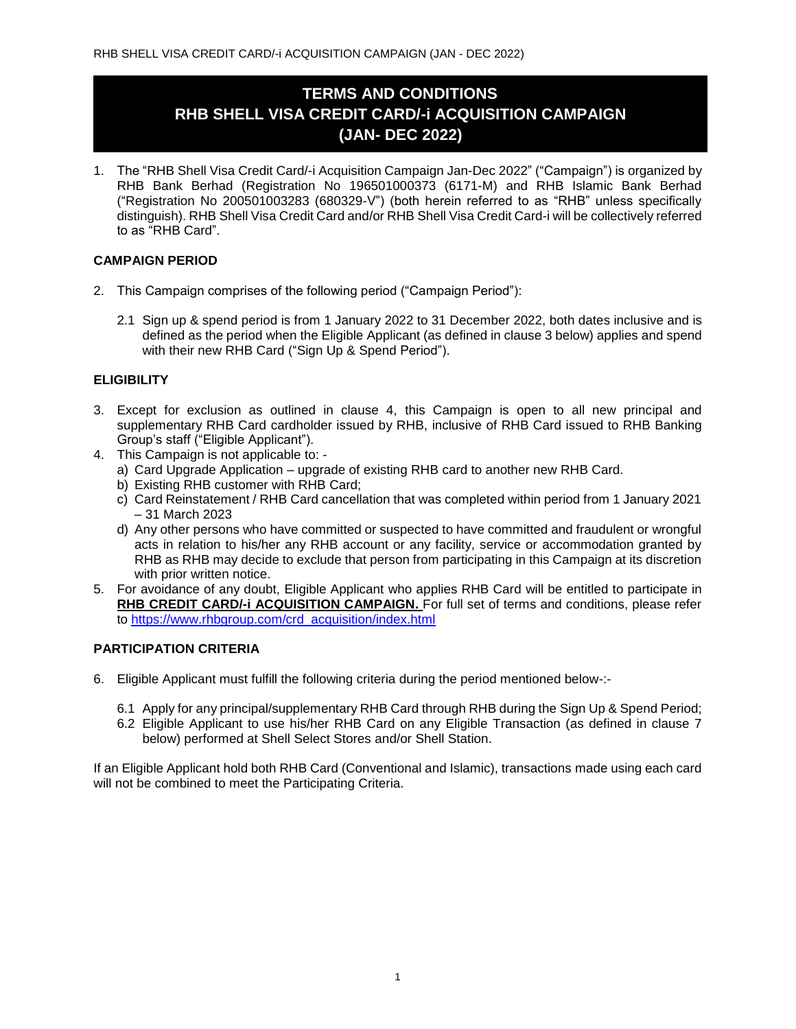# TERMS AND CONDITIONS
# RHB SHELL VISA CREDIT CARD/-i ACQUISITION CAMPAIGN
# (JAN- DEC 2022)

1. The "RHB Shell Visa Credit Card/-i Acquisition Campaign Jan-Dec 2022" ("Campaign") is organized by RHB Bank Berhad (Registration No 196501000373 (6171-M) and RHB Islamic Bank Berhad ("Registration No 200501003283 (680329-V") (both herein referred to as "RHB" unless specifically distinguish). RHB Shell Visa Credit Card and/or RHB Shell Visa Credit Card-i will be collectively referred to as "RHB Card".

**CAMPAIGN PERIOD**

2. This Campaign comprises of the following period ("Campaign Period"):

   2.1 Sign up & spend period is from 1 January 2022 to 31 December 2022, both dates inclusive and is defined as the period when the Eligible Applicant (as defined in clause 3 below) applies and spend with their new RHB Card ("Sign Up & Spend Period").

**ELIGIBILITY**

3. Except for exclusion as outlined in clause 4, this Campaign is open to all new principal and supplementary RHB Card cardholder issued by RHB, inclusive of RHB Card issued to RHB Banking Group's staff ("Eligible Applicant").
4. This Campaign is not applicable to: -
   a) Card Upgrade Application – upgrade of existing RHB card to another new RHB Card.
   b) Existing RHB customer with RHB Card;
   c) Card Reinstatement / RHB Card cancellation that was completed within period from 1 January 2021 – 31 March 2023
   d) Any other persons who have committed or suspected to have committed and fraudulent or wrongful acts in relation to his/her any RHB account or any facility, service or accommodation granted by RHB as RHB may decide to exclude that person from participating in this Campaign at its discretion with prior written notice.
5. For avoidance of any doubt, Eligible Applicant who applies RHB Card will be entitled to participate in **RHB CREDIT CARD/-i ACQUISITION CAMPAIGN.** For full set of terms and conditions, please refer to https://www.rhbgroup.com/crd_acquisition/index.html

**PARTICIPATION CRITERIA**

6. Eligible Applicant must fulfill the following criteria during the period mentioned below-:-

   6.1 Apply for any principal/supplementary RHB Card through RHB during the Sign Up & Spend Period;
   6.2 Eligible Applicant to use his/her RHB Card on any Eligible Transaction (as defined in clause 7 below) performed at Shell Select Stores and/or Shell Station.

If an Eligible Applicant hold both RHB Card (Conventional and Islamic), transactions made using each card will not be combined to meet the Participating Criteria.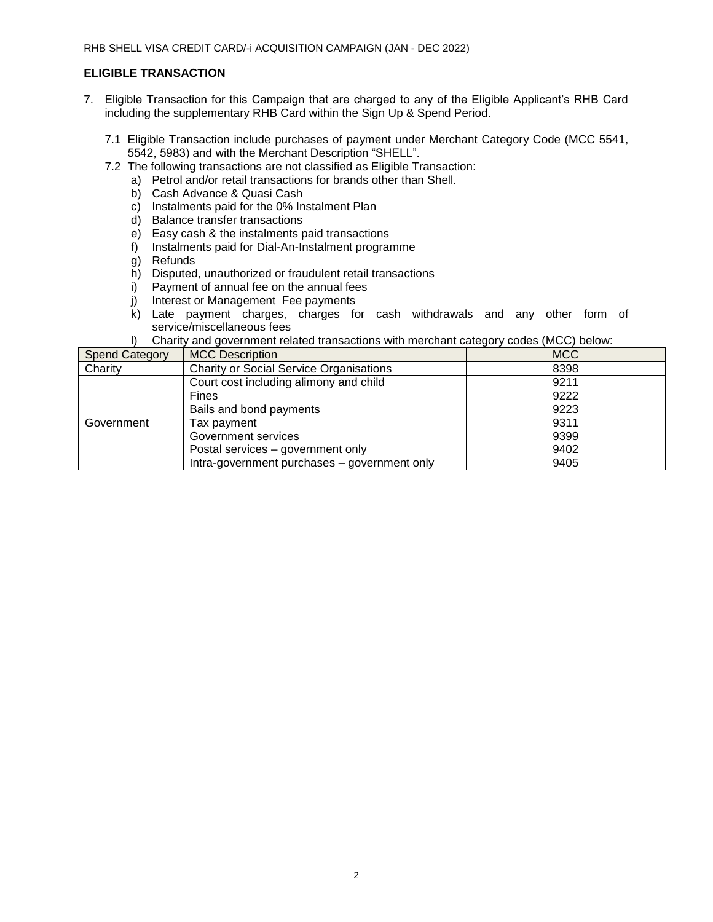## ELIGIBLE TRANSACTION

7. Eligible Transaction for this Campaign that are charged to any of the Eligible Applicant's RHB Card including the supplementary RHB Card within the Sign Up & Spend Period.

   7.1 Eligible Transaction include purchases of payment under Merchant Category Code (MCC 5541, 5542, 5983) and with the Merchant Description "SHELL".

   7.2 The following transactions are not classified as Eligible Transaction:

   a) Petrol and/or retail transactions for brands other than Shell.
   b) Cash Advance & Quasi Cash
   c) Instalments paid for the 0% Instalment Plan
   d) Balance transfer transactions
   e) Easy cash & the instalments paid transactions
   f) Instalments paid for Dial-An-Instalment programme
   g) Refunds
   h) Disputed, unauthorized or fraudulent retail transactions
   i) Payment of annual fee on the annual fees
   j) Interest or Management Fee payments
   k) Late payment charges, charges for cash withdrawals and any other form of service/miscellaneous fees
   l) Charity and government related transactions with merchant category codes (MCC) below:

| Spend Category | MCC Description | MCC |
|---|---|---|
| Charity | Charity or Social Service Organisations | 8398 |
| Government | Court cost including alimony and child | 9211 |
| | Fines | 9222 |
| | Bails and bond payments | 9223 |
| | Tax payment | 9311 |
| | Government services | 9399 |
| | Postal services – government only | 9402 |
| | Intra-government purchases – government only | 9405 |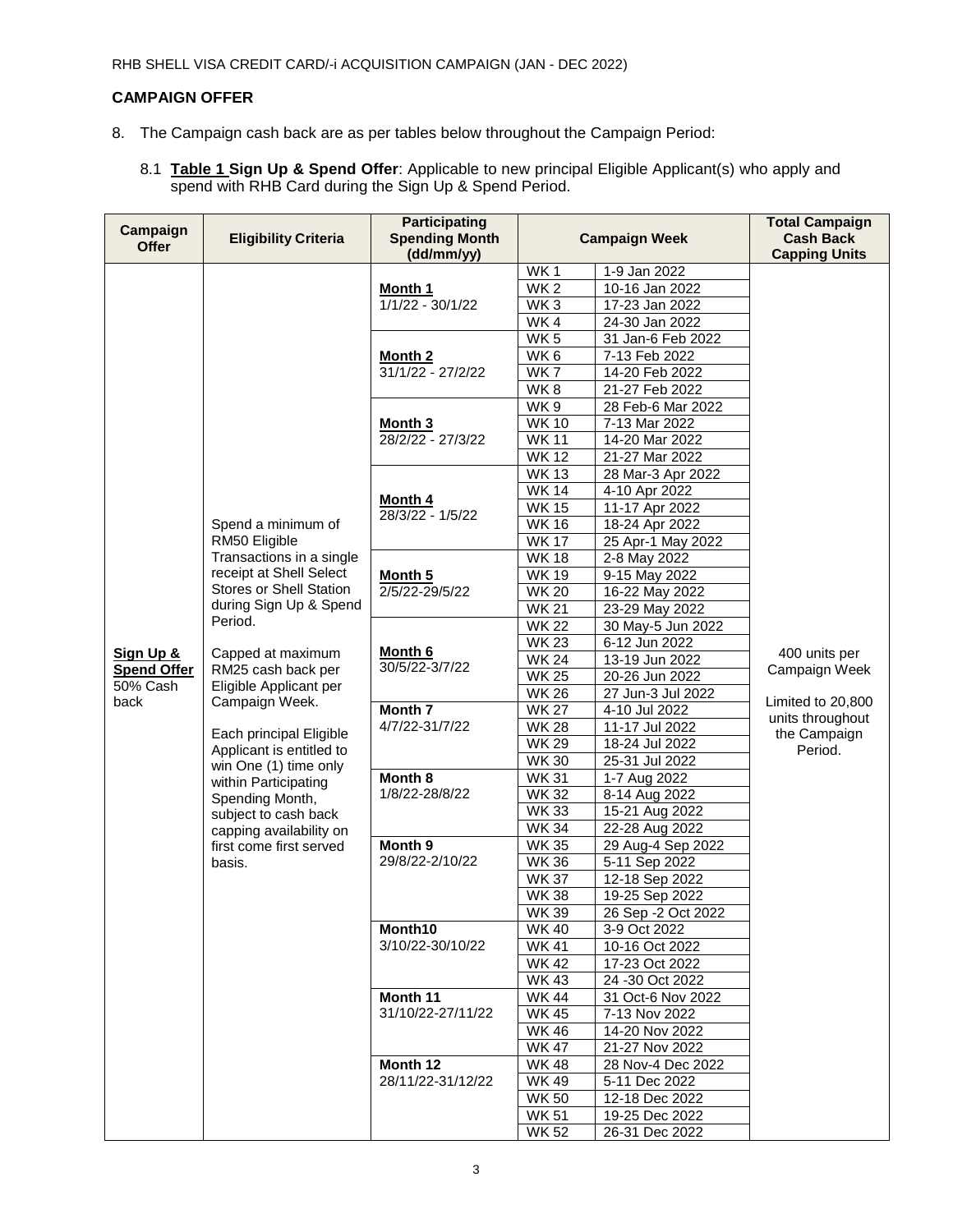RHB SHELL VISA CREDIT CARD/-i ACQUISITION CAMPAIGN (JAN - DEC 2022)

**CAMPAIGN OFFER**

8. The Campaign cash back are as per tables below throughout the Campaign Period:

   8.1 **Table 1 Sign Up & Spend Offer**: Applicable to new principal Eligible Applicant(s) who apply and spend with RHB Card during the Sign Up & Spend Period.

| Campaign Offer | Eligibility Criteria | Participating Spending Month (dd/mm/yy) | Campaign Week | | Total Campaign Cash Back Capping Units |
|---|---|---|---|---|---|
| **Sign Up & Spend Offer** 50% Cash back | Spend a minimum of RM50 Eligible Transactions in a single receipt at Shell Select Stores or Shell Station during Sign Up & Spend Period.<br><br>Capped at maximum RM25 cash back per Eligible Applicant per Campaign Week.<br><br>Each principal Eligible Applicant is entitled to win One (1) time only within Participating Spending Month, subject to cash back capping availability on first come first served basis. | **Month 1** 1/1/22 - 30/1/22 | WK 1 | 1-9 Jan 2022 | 400 units per Campaign Week<br><br>Limited to 20,800 units throughout the Campaign Period. |
| | | | WK 2 | 10-16 Jan 2022 | |
| | | | WK 3 | 17-23 Jan 2022 | |
| | | | WK 4 | 24-30 Jan 2022 | |
| | | **Month 2** 31/1/22 - 27/2/22 | WK 5 | 31 Jan-6 Feb 2022 | |
| | | | WK 6 | 7-13 Feb 2022 | |
| | | | WK 7 | 14-20 Feb 2022 | |
| | | | WK 8 | 21-27 Feb 2022 | |
| | | **Month 3** 28/2/22 - 27/3/22 | WK 9 | 28 Feb-6 Mar 2022 | |
| | | | WK 10 | 7-13 Mar 2022 | |
| | | | WK 11 | 14-20 Mar 2022 | |
| | | | WK 12 | 21-27 Mar 2022 | |
| | | **Month 4** 28/3/22 - 1/5/22 | WK 13 | 28 Mar-3 Apr 2022 | |
| | | | WK 14 | 4-10 Apr 2022 | |
| | | | WK 15 | 11-17 Apr 2022 | |
| | | | WK 16 | 18-24 Apr 2022 | |
| | | | WK 17 | 25 Apr-1 May 2022 | |
| | | **Month 5** 2/5/22-29/5/22 | WK 18 | 2-8 May 2022 | |
| | | | WK 19 | 9-15 May 2022 | |
| | | | WK 20 | 16-22 May 2022 | |
| | | | WK 21 | 23-29 May 2022 | |
| | | **Month 6** 30/5/22-3/7/22 | WK 22 | 30 May-5 Jun 2022 | |
| | | | WK 23 | 6-12 Jun 2022 | |
| | | | WK 24 | 13-19 Jun 2022 | |
| | | | WK 25 | 20-26 Jun 2022 | |
| | | | WK 26 | 27 Jun-3 Jul 2022 | |
| | | **Month 7** 4/7/22-31/7/22 | WK 27 | 4-10 Jul 2022 | |
| | | | WK 28 | 11-17 Jul 2022 | |
| | | | WK 29 | 18-24 Jul 2022 | |
| | | | WK 30 | 25-31 Jul 2022 | |
| | | **Month 8** 1/8/22-28/8/22 | WK 31 | 1-7 Aug 2022 | |
| | | | WK 32 | 8-14 Aug 2022 | |
| | | | WK 33 | 15-21 Aug 2022 | |
| | | | WK 34 | 22-28 Aug 2022 | |
| | | **Month 9** 29/8/22-2/10/22 | WK 35 | 29 Aug-4 Sep 2022 | |
| | | | WK 36 | 5-11 Sep 2022 | |
| | | | WK 37 | 12-18 Sep 2022 | |
| | | | WK 38 | 19-25 Sep 2022 | |
| | | | WK 39 | 26 Sep -2 Oct 2022 | |
| | | **Month10** 3/10/22-30/10/22 | WK 40 | 3-9 Oct 2022 | |
| | | | WK 41 | 10-16 Oct 2022 | |
| | | | WK 42 | 17-23 Oct 2022 | |
| | | | WK 43 | 24 -30 Oct 2022 | |
| | | **Month 11** 31/10/22-27/11/22 | WK 44 | 31 Oct-6 Nov 2022 | |
| | | | WK 45 | 7-13 Nov 2022 | |
| | | | WK 46 | 14-20 Nov 2022 | |
| | | | WK 47 | 21-27 Nov 2022 | |
| | | **Month 12** 28/11/22-31/12/22 | WK 48 | 28 Nov-4 Dec 2022 | |
| | | | WK 49 | 5-11 Dec 2022 | |
| | | | WK 50 | 12-18 Dec 2022 | |
| | | | WK 51 | 19-25 Dec 2022 | |
| | | | WK 52 | 26-31 Dec 2022 | |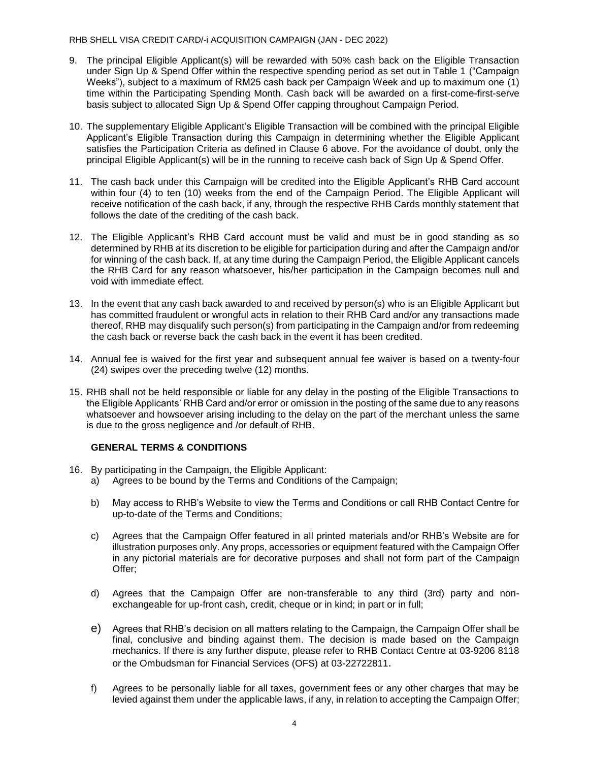9. The principal Eligible Applicant(s) will be rewarded with 50% cash back on the Eligible Transaction under Sign Up & Spend Offer within the respective spending period as set out in Table 1 ("Campaign Weeks"), subject to a maximum of RM25 cash back per Campaign Week and up to maximum one (1) time within the Participating Spending Month. Cash back will be awarded on a first-come-first-serve basis subject to allocated Sign Up & Spend Offer capping throughout Campaign Period.

10. The supplementary Eligible Applicant's Eligible Transaction will be combined with the principal Eligible Applicant's Eligible Transaction during this Campaign in determining whether the Eligible Applicant satisfies the Participation Criteria as defined in Clause 6 above. For the avoidance of doubt, only the principal Eligible Applicant(s) will be in the running to receive cash back of Sign Up & Spend Offer.

11. The cash back under this Campaign will be credited into the Eligible Applicant's RHB Card account within four (4) to ten (10) weeks from the end of the Campaign Period. The Eligible Applicant will receive notification of the cash back, if any, through the respective RHB Cards monthly statement that follows the date of the crediting of the cash back.

12. The Eligible Applicant's RHB Card account must be valid and must be in good standing as so determined by RHB at its discretion to be eligible for participation during and after the Campaign and/or for winning of the cash back. If, at any time during the Campaign Period, the Eligible Applicant cancels the RHB Card for any reason whatsoever, his/her participation in the Campaign becomes null and void with immediate effect.

13. In the event that any cash back awarded to and received by person(s) who is an Eligible Applicant but has committed fraudulent or wrongful acts in relation to their RHB Card and/or any transactions made thereof, RHB may disqualify such person(s) from participating in the Campaign and/or from redeeming the cash back or reverse back the cash back in the event it has been credited.

14. Annual fee is waived for the first year and subsequent annual fee waiver is based on a twenty-four (24) swipes over the preceding twelve (12) months.

15. RHB shall not be held responsible or liable for any delay in the posting of the Eligible Transactions to the Eligible Applicants' RHB Card and/or error or omission in the posting of the same due to any reasons whatsoever and howsoever arising including to the delay on the part of the merchant unless the same is due to the gross negligence and /or default of RHB.

**GENERAL TERMS & CONDITIONS**

16. By participating in the Campaign, the Eligible Applicant:
    a) Agrees to be bound by the Terms and Conditions of the Campaign;
    b) May access to RHB's Website to view the Terms and Conditions or call RHB Contact Centre for up-to-date of the Terms and Conditions;
    c) Agrees that the Campaign Offer featured in all printed materials and/or RHB's Website are for illustration purposes only. Any props, accessories or equipment featured with the Campaign Offer in any pictorial materials are for decorative purposes and shall not form part of the Campaign Offer;
    d) Agrees that the Campaign Offer are non-transferable to any third (3rd) party and non-exchangeable for up-front cash, credit, cheque or in kind; in part or in full;
    e) Agrees that RHB's decision on all matters relating to the Campaign, the Campaign Offer shall be final, conclusive and binding against them. The decision is made based on the Campaign mechanics. If there is any further dispute, please refer to RHB Contact Centre at 03-9206 8118 or the Ombudsman for Financial Services (OFS) at 03-22722811.
    f) Agrees to be personally liable for all taxes, government fees or any other charges that may be levied against them under the applicable laws, if any, in relation to accepting the Campaign Offer;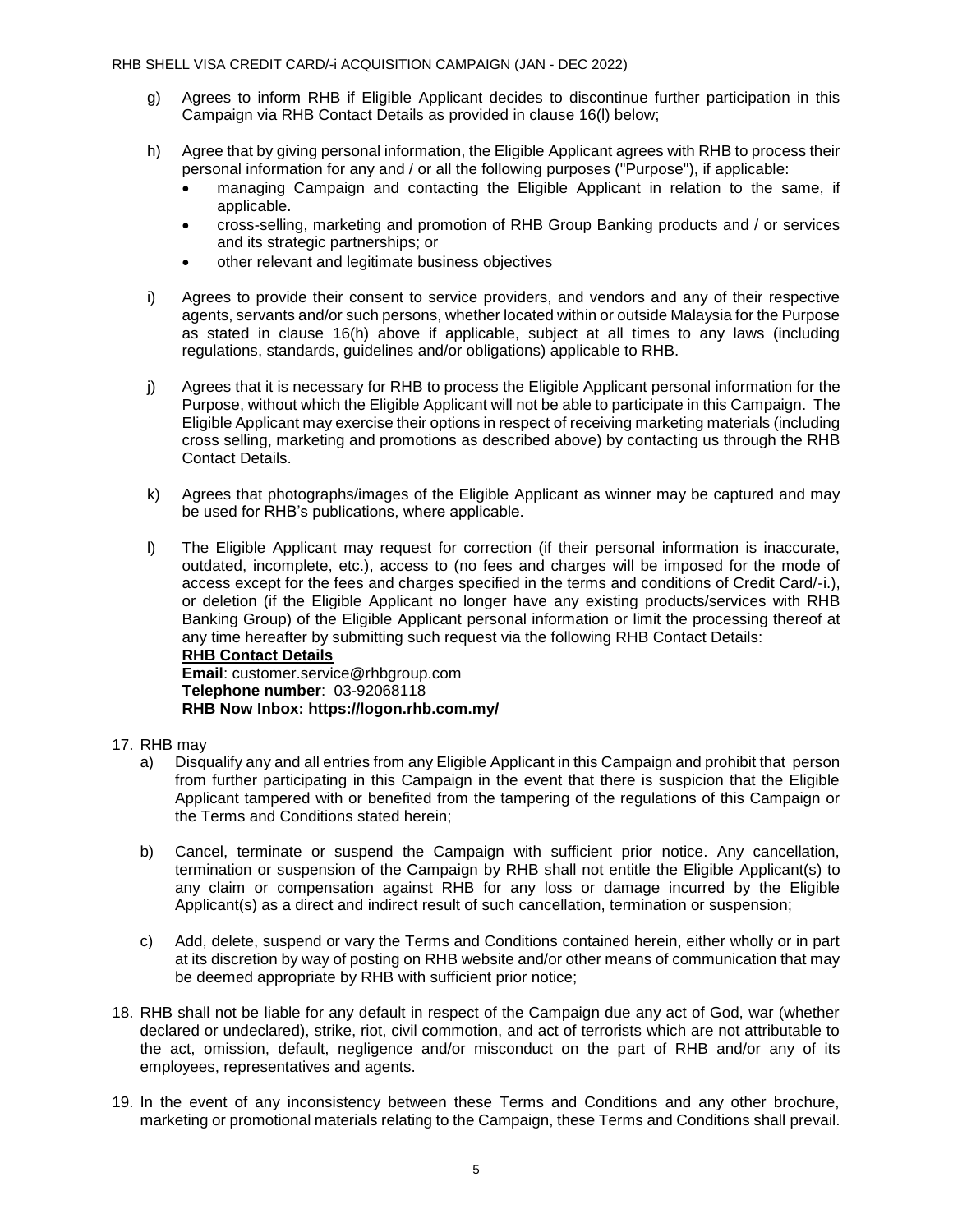g) Agrees to inform RHB if Eligible Applicant decides to discontinue further participation in this Campaign via RHB Contact Details as provided in clause 16(l) below;

h) Agree that by giving personal information, the Eligible Applicant agrees with RHB to process their personal information for any and / or all the following purposes ("Purpose"), if applicable:
   - managing Campaign and contacting the Eligible Applicant in relation to the same, if applicable.
   - cross-selling, marketing and promotion of RHB Group Banking products and / or services and its strategic partnerships; or
   - other relevant and legitimate business objectives

i) Agrees to provide their consent to service providers, and vendors and any of their respective agents, servants and/or such persons, whether located within or outside Malaysia for the Purpose as stated in clause 16(h) above if applicable, subject at all times to any laws (including regulations, standards, guidelines and/or obligations) applicable to RHB.

j) Agrees that it is necessary for RHB to process the Eligible Applicant personal information for the Purpose, without which the Eligible Applicant will not be able to participate in this Campaign. The Eligible Applicant may exercise their options in respect of receiving marketing materials (including cross selling, marketing and promotions as described above) by contacting us through the RHB Contact Details.

k) Agrees that photographs/images of the Eligible Applicant as winner may be captured and may be used for RHB's publications, where applicable.

l) The Eligible Applicant may request for correction (if their personal information is inaccurate, outdated, incomplete, etc.), access to (no fees and charges will be imposed for the mode of access except for the fees and charges specified in the terms and conditions of Credit Card/-i.), or deletion (if the Eligible Applicant no longer have any existing products/services with RHB Banking Group) of the Eligible Applicant personal information or limit the processing thereof at any time hereafter by submitting such request via the following RHB Contact Details:
   **RHB Contact Details**
   **Email**: customer.service@rhbgroup.com
   **Telephone number**: 03-92068118
   **RHB Now Inbox: https://logon.rhb.com.my/**

17. RHB may
   a) Disqualify any and all entries from any Eligible Applicant in this Campaign and prohibit that person from further participating in this Campaign in the event that there is suspicion that the Eligible Applicant tampered with or benefited from the tampering of the regulations of this Campaign or the Terms and Conditions stated herein;

   b) Cancel, terminate or suspend the Campaign with sufficient prior notice. Any cancellation, termination or suspension of the Campaign by RHB shall not entitle the Eligible Applicant(s) to any claim or compensation against RHB for any loss or damage incurred by the Eligible Applicant(s) as a direct and indirect result of such cancellation, termination or suspension;

   c) Add, delete, suspend or vary the Terms and Conditions contained herein, either wholly or in part at its discretion by way of posting on RHB website and/or other means of communication that may be deemed appropriate by RHB with sufficient prior notice;

18. RHB shall not be liable for any default in respect of the Campaign due any act of God, war (whether declared or undeclared), strike, riot, civil commotion, and act of terrorists which are not attributable to the act, omission, default, negligence and/or misconduct on the part of RHB and/or any of its employees, representatives and agents.

19. In the event of any inconsistency between these Terms and Conditions and any other brochure, marketing or promotional materials relating to the Campaign, these Terms and Conditions shall prevail.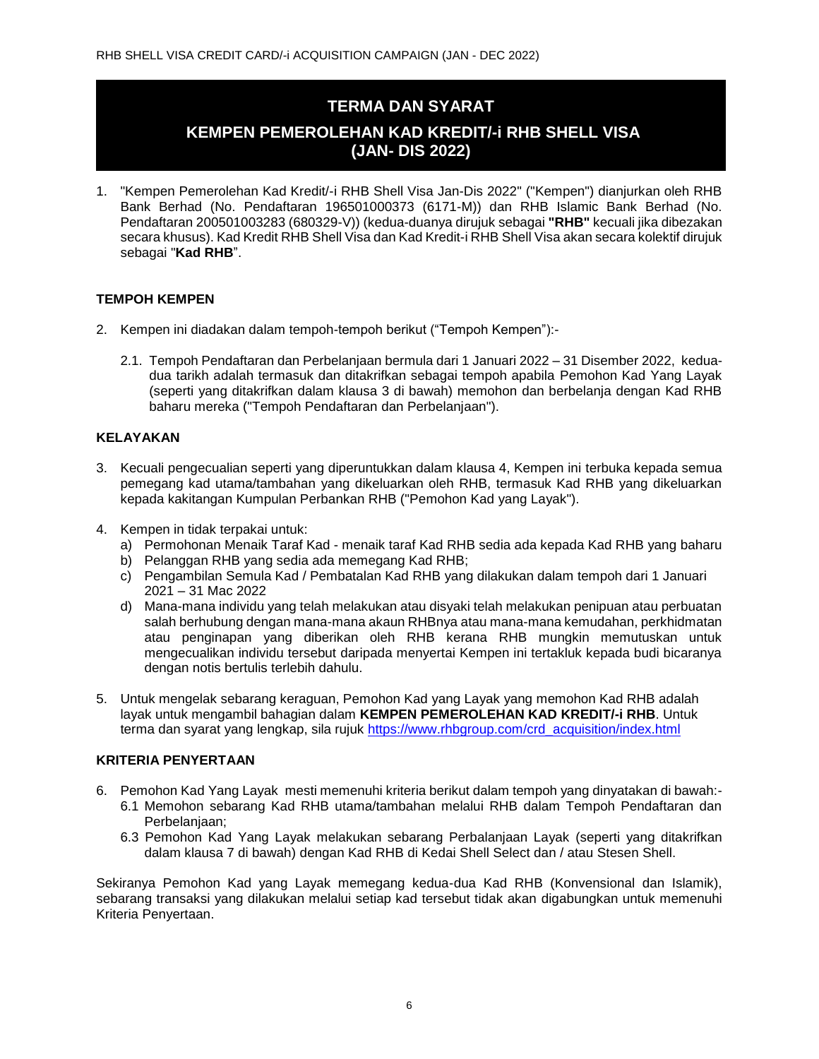# TERMA DAN SYARAT

# KEMPEN PEMEROLEHAN KAD KREDIT/-i RHB SHELL VISA (JAN- DIS 2022)

1. "Kempen Pemerolehan Kad Kredit/-i RHB Shell Visa Jan-Dis 2022" ("Kempen") dianjurkan oleh RHB Bank Berhad (No. Pendaftaran 196501000373 (6171-M)) dan RHB Islamic Bank Berhad (No. Pendaftaran 200501003283 (680329-V)) (kedua-duanya dirujuk sebagai **"RHB"** kecuali jika dibezakan secara khusus). Kad Kredit RHB Shell Visa dan Kad Kredit-i RHB Shell Visa akan secara kolektif dirujuk sebagai "**Kad RHB**".

## TEMPOH KEMPEN

2. Kempen ini diadakan dalam tempoh-tempoh berikut ("Tempoh Kempen"):-

   2.1. Tempoh Pendaftaran dan Perbelanjaan bermula dari 1 Januari 2022 – 31 Disember 2022, kedua-dua tarikh adalah termasuk dan ditakrifkan sebagai tempoh apabila Pemohon Kad Yang Layak (seperti yang ditakrifkan dalam klausa 3 di bawah) memohon dan berbelanja dengan Kad RHB baharu mereka ("Tempoh Pendaftaran dan Perbelanjaan").

## KELAYAKAN

3. Kecuali pengecualian seperti yang diperuntukkan dalam klausa 4, Kempen ini terbuka kepada semua pemegang kad utama/tambahan yang dikeluarkan oleh RHB, termasuk Kad RHB yang dikeluarkan kepada kakitangan Kumpulan Perbankan RHB ("Pemohon Kad yang Layak").

4. Kempen in tidak terpakai untuk:
   a) Permohonan Menaik Taraf Kad - menaik taraf Kad RHB sedia ada kepada Kad RHB yang baharu
   b) Pelanggan RHB yang sedia ada memegang Kad RHB;
   c) Pengambilan Semula Kad / Pembatalan Kad RHB yang dilakukan dalam tempoh dari 1 Januari 2021 – 31 Mac 2022
   d) Mana-mana individu yang telah melakukan atau disyaki telah melakukan penipuan atau perbuatan salah berhubung dengan mana-mana akaun RHBnya atau mana-mana kemudahan, perkhidmatan atau penginapan yang diberikan oleh RHB kerana RHB mungkin memutuskan untuk mengecualikan individu tersebut daripada menyertai Kempen ini tertakluk kepada budi bicaranya dengan notis bertulis terlebih dahulu.

5. Untuk mengelak sebarang keraguan, Pemohon Kad yang Layak yang memohon Kad RHB adalah layak untuk mengambil bahagian dalam **KEMPEN PEMEROLEHAN KAD KREDIT/-i RHB**. Untuk terma dan syarat yang lengkap, sila rujuk https://www.rhbgroup.com/crd_acquisition/index.html

## KRITERIA PENYERTAAN

6. Pemohon Kad Yang Layak mesti memenuhi kriteria berikut dalam tempoh yang dinyatakan di bawah:-
   6.1 Memohon sebarang Kad RHB utama/tambahan melalui RHB dalam Tempoh Pendaftaran dan Perbelanjaan;
   6.3 Pemohon Kad Yang Layak melakukan sebarang Perbalanjaan Layak (seperti yang ditakrifkan dalam klausa 7 di bawah) dengan Kad RHB di Kedai Shell Select dan / atau Stesen Shell.

Sekiranya Pemohon Kad yang Layak memegang kedua-dua Kad RHB (Konvensional dan Islamik), sebarang transaksi yang dilakukan melalui setiap kad tersebut tidak akan digabungkan untuk memenuhi Kriteria Penyertaan.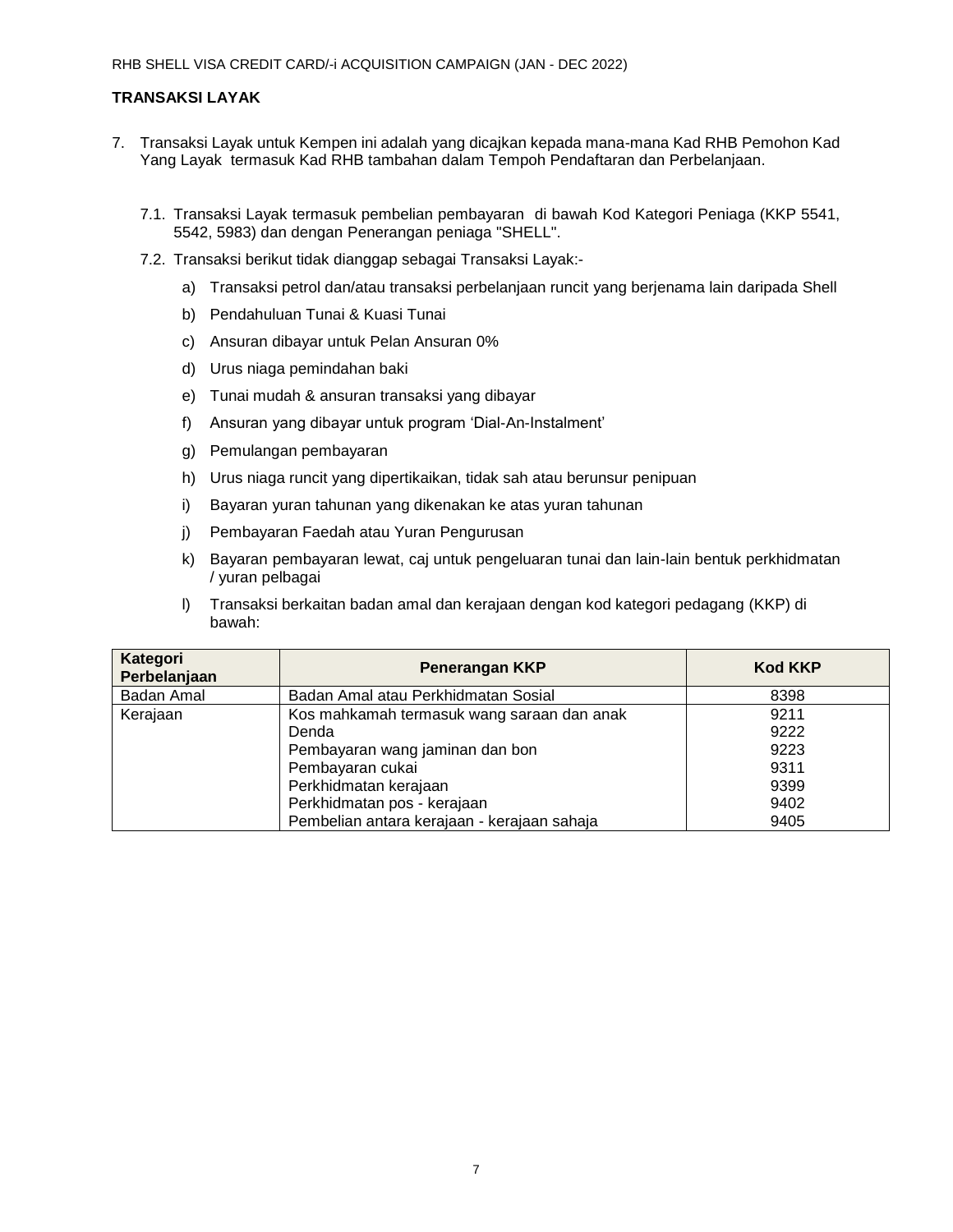## TRANSAKSI LAYAK

7. Transaksi Layak untuk Kempen ini adalah yang dicajkan kepada mana-mana Kad RHB Pemohon Kad Yang Layak termasuk Kad RHB tambahan dalam Tempoh Pendaftaran dan Perbelanjaan.

   7.1. Transaksi Layak termasuk pembelian pembayaran di bawah Kod Kategori Peniaga (KKP 5541, 5542, 5983) dan dengan Penerangan peniaga "SHELL".

   7.2. Transaksi berikut tidak dianggap sebagai Transaksi Layak:-

      a) Transaksi petrol dan/atau transaksi perbelanjaan runcit yang berjenama lain daripada Shell

      b) Pendahuluan Tunai & Kuasi Tunai

      c) Ansuran dibayar untuk Pelan Ansuran 0%

      d) Urus niaga pemindahan baki

      e) Tunai mudah & ansuran transaksi yang dibayar

      f) Ansuran yang dibayar untuk program 'Dial-An-Instalment'

      g) Pemulangan pembayaran

      h) Urus niaga runcit yang dipertikaikan, tidak sah atau berunsur penipuan

      i) Bayaran yuran tahunan yang dikenakan ke atas yuran tahunan

      j) Pembayaran Faedah atau Yuran Pengurusan

      k) Bayaran pembayaran lewat, caj untuk pengeluaran tunai dan lain-lain bentuk perkhidmatan / yuran pelbagai

      l) Transaksi berkaitan badan amal dan kerajaan dengan kod kategori pedagang (KKP) di bawah:

| Kategori Perbelanjaan | Penerangan KKP | Kod KKP |
|---|---|---|
| Badan Amal | Badan Amal atau Perkhidmatan Sosial | 8398 |
| Kerajaan | Kos mahkamah termasuk wang saraan dan anak | 9211 |
| | Denda | 9222 |
| | Pembayaran wang jaminan dan bon | 9223 |
| | Pembayaran cukai | 9311 |
| | Perkhidmatan kerajaan | 9399 |
| | Perkhidmatan pos - kerajaan | 9402 |
| | Pembelian antara kerajaan - kerajaan sahaja | 9405 |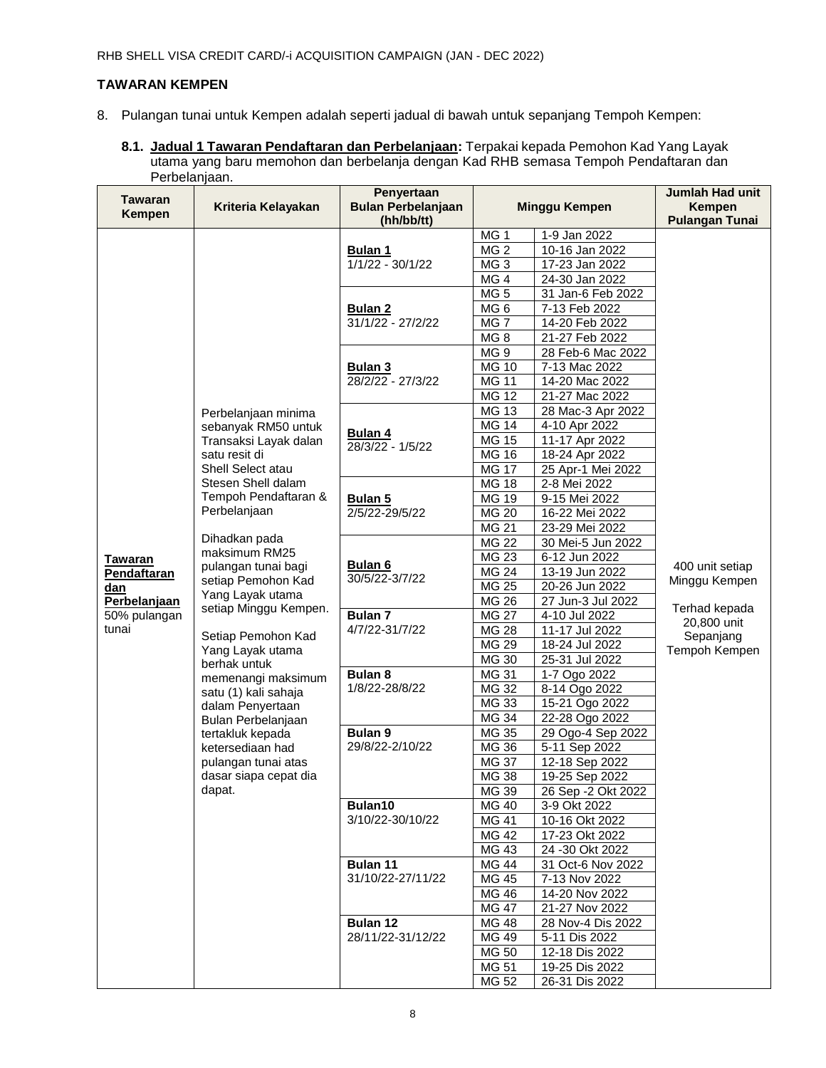RHB SHELL VISA CREDIT CARD/-i ACQUISITION CAMPAIGN (JAN - DEC 2022)

**TAWARAN KEMPEN**

8. Pulangan tunai untuk Kempen adalah seperti jadual di bawah untuk sepanjang Tempoh Kempen:

   **8.1. Jadual 1 Tawaran Pendaftaran dan Perbelanjaan:** Terpakai kepada Pemohon Kad Yang Layak utama yang baru memohon dan berbelanja dengan Kad RHB semasa Tempoh Pendaftaran dan Perbelanjaan.

| Tawaran Kempen | Kriteria Kelayakan | Penyertaan Bulan Perbelanjaan (hh/bb/tt) | Minggu Kempen | | Jumlah Had unit Kempen Pulangan Tunai |
|---|---|---|---|---|---|
| **Tawaran Pendaftaran dan Perbelanjaan** 50% pulangan tunai | Perbelanjaan minima sebanyak RM50 untuk Transaksi Layak dalan satu resit di Shell Select atau Stesen Shell dalam Tempoh Pendaftaran & Perbelanjaan<br><br>Dihadkan pada maksimum RM25 pulangan tunai bagi setiap Pemohon Kad Yang Layak utama setiap Minggu Kempen.<br><br>Setiap Pemohon Kad Yang Layak utama berhak untuk memenangi maksimum satu (1) kali sahaja dalam Penyertaan Bulan Perbelanjaan tertakluk kepada ketersediaan had pulangan tunai atas dasar siapa cepat dia dapat. | **Bulan 1** 1/1/22 - 30/1/22 | MG 1 | 1-9 Jan 2022 | 400 unit setiap Minggu Kempen<br><br>Terhad kepada 20,800 unit Sepanjang Tempoh Kempen |
| | | | MG 2 | 10-16 Jan 2022 | |
| | | | MG 3 | 17-23 Jan 2022 | |
| | | | MG 4 | 24-30 Jan 2022 | |
| | | **Bulan 2** 31/1/22 - 27/2/22 | MG 5 | 31 Jan-6 Feb 2022 | |
| | | | MG 6 | 7-13 Feb 2022 | |
| | | | MG 7 | 14-20 Feb 2022 | |
| | | | MG 8 | 21-27 Feb 2022 | |
| | | **Bulan 3** 28/2/22 - 27/3/22 | MG 9 | 28 Feb-6 Mac 2022 | |
| | | | MG 10 | 7-13 Mac 2022 | |
| | | | MG 11 | 14-20 Mac 2022 | |
| | | | MG 12 | 21-27 Mac 2022 | |
| | | **Bulan 4** 28/3/22 - 1/5/22 | MG 13 | 28 Mac-3 Apr 2022 | |
| | | | MG 14 | 4-10 Apr 2022 | |
| | | | MG 15 | 11-17 Apr 2022 | |
| | | | MG 16 | 18-24 Apr 2022 | |
| | | | MG 17 | 25 Apr-1 Mei 2022 | |
| | | **Bulan 5** 2/5/22-29/5/22 | MG 18 | 2-8 Mei 2022 | |
| | | | MG 19 | 9-15 Mei 2022 | |
| | | | MG 20 | 16-22 Mei 2022 | |
| | | | MG 21 | 23-29 Mei 2022 | |
| | | **Bulan 6** 30/5/22-3/7/22 | MG 22 | 30 Mei-5 Jun 2022 | |
| | | | MG 23 | 6-12 Jun 2022 | |
| | | | MG 24 | 13-19 Jun 2022 | |
| | | | MG 25 | 20-26 Jun 2022 | |
| | | | MG 26 | 27 Jun-3 Jul 2022 | |
| | | **Bulan 7** 4/7/22-31/7/22 | MG 27 | 4-10 Jul 2022 | |
| | | | MG 28 | 11-17 Jul 2022 | |
| | | | MG 29 | 18-24 Jul 2022 | |
| | | | MG 30 | 25-31 Jul 2022 | |
| | | **Bulan 8** 1/8/22-28/8/22 | MG 31 | 1-7 Ogo 2022 | |
| | | | MG 32 | 8-14 Ogo 2022 | |
| | | | MG 33 | 15-21 Ogo 2022 | |
| | | | MG 34 | 22-28 Ogo 2022 | |
| | | **Bulan 9** 29/8/22-2/10/22 | MG 35 | 29 Ogo-4 Sep 2022 | |
| | | | MG 36 | 5-11 Sep 2022 | |
| | | | MG 37 | 12-18 Sep 2022 | |
| | | | MG 38 | 19-25 Sep 2022 | |
| | | | MG 39 | 26 Sep -2 Okt 2022 | |
| | | **Bulan10** 3/10/22-30/10/22 | MG 40 | 3-9 Okt 2022 | |
| | | | MG 41 | 10-16 Okt 2022 | |
| | | | MG 42 | 17-23 Okt 2022 | |
| | | | MG 43 | 24 -30 Okt 2022 | |
| | | **Bulan 11** 31/10/22-27/11/22 | MG 44 | 31 Oct-6 Nov 2022 | |
| | | | MG 45 | 7-13 Nov 2022 | |
| | | | MG 46 | 14-20 Nov 2022 | |
| | | | MG 47 | 21-27 Nov 2022 | |
| | | **Bulan 12** 28/11/22-31/12/22 | MG 48 | 28 Nov-4 Dis 2022 | |
| | | | MG 49 | 5-11 Dis 2022 | |
| | | | MG 50 | 12-18 Dis 2022 | |
| | | | MG 51 | 19-25 Dis 2022 | |
| | | | MG 52 | 26-31 Dis 2022 | |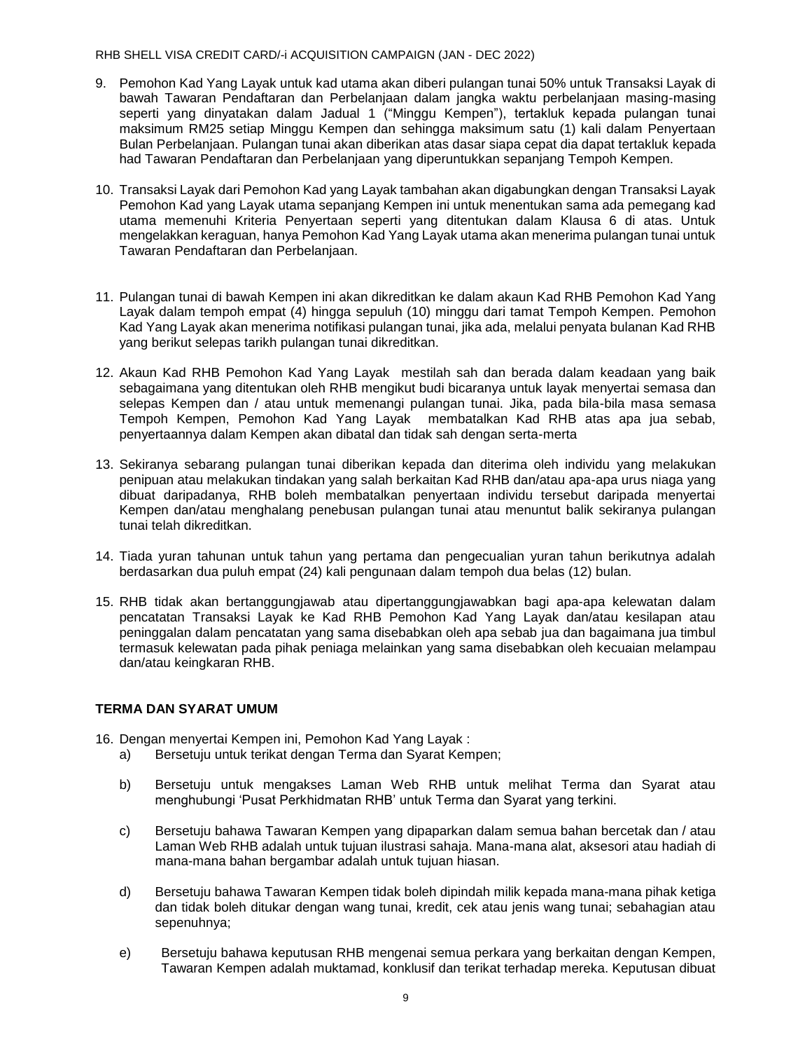9. Pemohon Kad Yang Layak untuk kad utama akan diberi pulangan tunai 50% untuk Transaksi Layak di bawah Tawaran Pendaftaran dan Perbelanjaan dalam jangka waktu perbelanjaan masing-masing seperti yang dinyatakan dalam Jadual 1 ("Minggu Kempen"), tertakluk kepada pulangan tunai maksimum RM25 setiap Minggu Kempen dan sehingga maksimum satu (1) kali dalam Penyertaan Bulan Perbelanjaan. Pulangan tunai akan diberikan atas dasar siapa cepat dia dapat tertakluk kepada had Tawaran Pendaftaran dan Perbelanjaan yang diperuntukkan sepanjang Tempoh Kempen.

10. Transaksi Layak dari Pemohon Kad yang Layak tambahan akan digabungkan dengan Transaksi Layak Pemohon Kad yang Layak utama sepanjang Kempen ini untuk menentukan sama ada pemegang kad utama memenuhi Kriteria Penyertaan seperti yang ditentukan dalam Klausa 6 di atas. Untuk mengelakkan keraguan, hanya Pemohon Kad Yang Layak utama akan menerima pulangan tunai untuk Tawaran Pendaftaran dan Perbelanjaan.

11. Pulangan tunai di bawah Kempen ini akan dikreditkan ke dalam akaun Kad RHB Pemohon Kad Yang Layak dalam tempoh empat (4) hingga sepuluh (10) minggu dari tamat Tempoh Kempen. Pemohon Kad Yang Layak akan menerima notifikasi pulangan tunai, jika ada, melalui penyata bulanan Kad RHB yang berikut selepas tarikh pulangan tunai dikreditkan.

12. Akaun Kad RHB Pemohon Kad Yang Layak mestilah sah dan berada dalam keadaan yang baik sebagaimana yang ditentukan oleh RHB mengikut budi bicaranya untuk layak menyertai semasa dan selepas Kempen dan / atau untuk memenangi pulangan tunai. Jika, pada bila-bila masa semasa Tempoh Kempen, Pemohon Kad Yang Layak membatalkan Kad RHB atas apa jua sebab, penyertaannya dalam Kempen akan dibatal dan tidak sah dengan serta-merta

13. Sekiranya sebarang pulangan tunai diberikan kepada dan diterima oleh individu yang melakukan penipuan atau melakukan tindakan yang salah berkaitan Kad RHB dan/atau apa-apa urus niaga yang dibuat daripadanya, RHB boleh membatalkan penyertaan individu tersebut daripada menyertai Kempen dan/atau menghalang penebusan pulangan tunai atau menuntut balik sekiranya pulangan tunai telah dikreditkan.

14. Tiada yuran tahunan untuk tahun yang pertama dan pengecualian yuran tahun berikutnya adalah berdasarkan dua puluh empat (24) kali pengunaan dalam tempoh dua belas (12) bulan.

15. RHB tidak akan bertanggungjawab atau dipertanggungjawabkan bagi apa-apa kelewatan dalam pencatatan Transaksi Layak ke Kad RHB Pemohon Kad Yang Layak dan/atau kesilapan atau peninggalan dalam pencatatan yang sama disebabkan oleh apa sebab jua dan bagaimana jua timbul termasuk kelewatan pada pihak peniaga melainkan yang sama disebabkan oleh kecuaian melampau dan/atau keingkaran RHB.

**TERMA DAN SYARAT UMUM**

16. Dengan menyertai Kempen ini, Pemohon Kad Yang Layak :
    a) Bersetuju untuk terikat dengan Terma dan Syarat Kempen;

    b) Bersetuju untuk mengakses Laman Web RHB untuk melihat Terma dan Syarat atau menghubungi 'Pusat Perkhidmatan RHB' untuk Terma dan Syarat yang terkini.

    c) Bersetuju bahawa Tawaran Kempen yang dipaparkan dalam semua bahan bercetak dan / atau Laman Web RHB adalah untuk tujuan ilustrasi sahaja. Mana-mana alat, aksesori atau hadiah di mana-mana bahan bergambar adalah untuk tujuan hiasan.

    d) Bersetuju bahawa Tawaran Kempen tidak boleh dipindah milik kepada mana-mana pihak ketiga dan tidak boleh ditukar dengan wang tunai, kredit, cek atau jenis wang tunai; sebahagian atau sepenuhnya;

    e) Bersetuju bahawa keputusan RHB mengenai semua perkara yang berkaitan dengan Kempen, Tawaran Kempen adalah muktamad, konklusif dan terikat terhadap mereka. Keputusan dibuat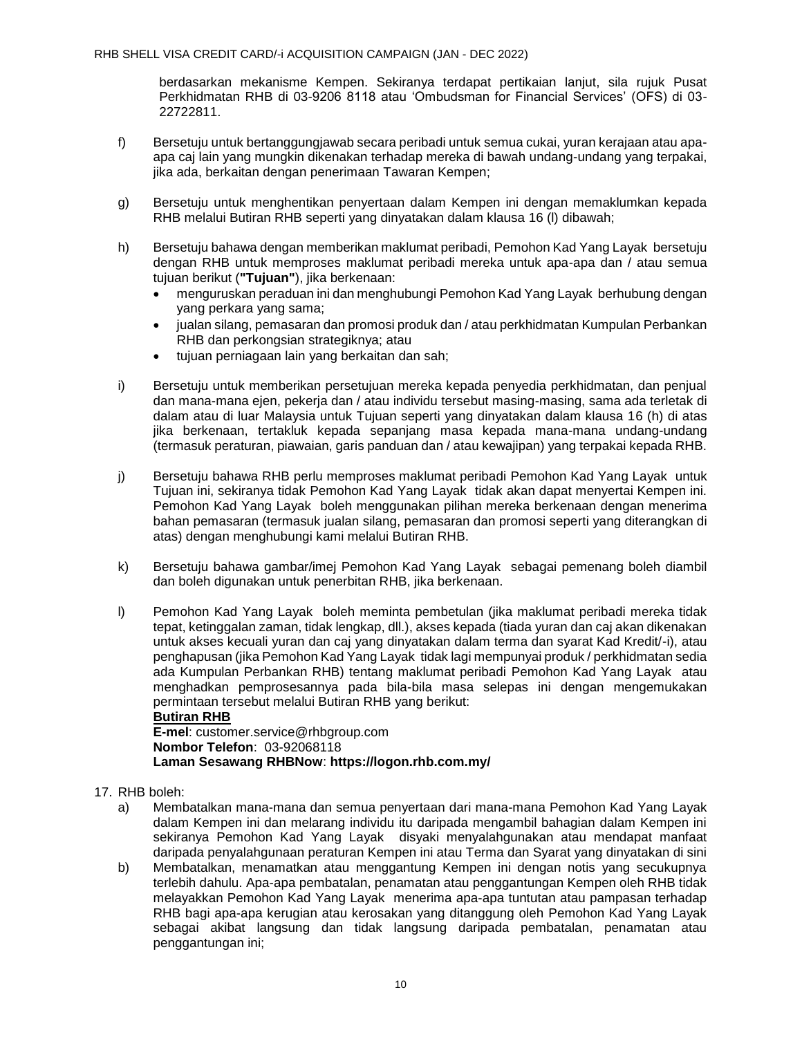berdasarkan mekanisme Kempen. Sekiranya terdapat pertikaian lanjut, sila rujuk Pusat Perkhidmatan RHB di 03-9206 8118 atau 'Ombudsman for Financial Services' (OFS) di 03-22722811.

f) Bersetuju untuk bertanggungjawab secara peribadi untuk semua cukai, yuran kerajaan atau apa-apa caj lain yang mungkin dikenakan terhadap mereka di bawah undang-undang yang terpakai, jika ada, berkaitan dengan penerimaan Tawaran Kempen;

g) Bersetuju untuk menghentikan penyertaan dalam Kempen ini dengan memaklumkan kepada RHB melalui Butiran RHB seperti yang dinyatakan dalam klausa 16 (l) dibawah;

h) Bersetuju bahawa dengan memberikan maklumat peribadi, Pemohon Kad Yang Layak bersetuju dengan RHB untuk memproses maklumat peribadi mereka untuk apa-apa dan / atau semua tujuan berikut (**"Tujuan"**), jika berkenaan:
   - menguruskan peraduan ini dan menghubungi Pemohon Kad Yang Layak berhubung dengan yang perkara yang sama;
   - jualan silang, pemasaran dan promosi produk dan / atau perkhidmatan Kumpulan Perbankan RHB dan perkongsian strategiknya; atau
   - tujuan perniagaan lain yang berkaitan dan sah;

i) Bersetuju untuk memberikan persetujuan mereka kepada penyedia perkhidmatan, dan penjual dan mana-mana ejen, pekerja dan / atau individu tersebut masing-masing, sama ada terletak di dalam atau di luar Malaysia untuk Tujuan seperti yang dinyatakan dalam klausa 16 (h) di atas jika berkenaan, tertakluk kepada sepanjang masa kepada mana-mana undang-undang (termasuk peraturan, piawaian, garis panduan dan / atau kewajipan) yang terpakai kepada RHB.

j) Bersetuju bahawa RHB perlu memproses maklumat peribadi Pemohon Kad Yang Layak untuk Tujuan ini, sekiranya tidak Pemohon Kad Yang Layak tidak akan dapat menyertai Kempen ini. Pemohon Kad Yang Layak boleh menggunakan pilihan mereka berkenaan dengan menerima bahan pemasaran (termasuk jualan silang, pemasaran dan promosi seperti yang diterangkan di atas) dengan menghubungi kami melalui Butiran RHB.

k) Bersetuju bahawa gambar/imej Pemohon Kad Yang Layak sebagai pemenang boleh diambil dan boleh digunakan untuk penerbitan RHB, jika berkenaan.

l) Pemohon Kad Yang Layak boleh meminta pembetulan (jika maklumat peribadi mereka tidak tepat, ketinggalan zaman, tidak lengkap, dll.), akses kepada (tiada yuran dan caj akan dikenakan untuk akses kecuali yuran dan caj yang dinyatakan dalam terma dan syarat Kad Kredit/-i), atau penghapusan (jika Pemohon Kad Yang Layak tidak lagi mempunyai produk / perkhidmatan sedia ada Kumpulan Perbankan RHB) tentang maklumat peribadi Pemohon Kad Yang Layak atau menghadkan pemprosesannya pada bila-bila masa selepas ini dengan mengemukakan permintaan tersebut melalui Butiran RHB yang berikut:
   **<u>Butiran RHB</u>**
   **E-mel**: customer.service@rhbgroup.com
   **Nombor Telefon**: 03-92068118
   **Laman Sesawang RHBNow**: **https://logon.rhb.com.my/**

17. RHB boleh:
   a) Membatalkan mana-mana dan semua penyertaan dari mana-mana Pemohon Kad Yang Layak dalam Kempen ini dan melarang individu itu daripada mengambil bahagian dalam Kempen ini sekiranya Pemohon Kad Yang Layak disyaki menyalahgunakan atau mendapat manfaat daripada penyalahgunaan peraturan Kempen ini atau Terma dan Syarat yang dinyatakan di sini
   b) Membatalkan, menamatkan atau menggantung Kempen ini dengan notis yang secukupnya terlebih dahulu. Apa-apa pembatalan, penamatan atau penggantungan Kempen oleh RHB tidak melayakkan Pemohon Kad Yang Layak menerima apa-apa tuntutan atau pampasan terhadap RHB bagi apa-apa kerugian atau kerosakan yang ditanggung oleh Pemohon Kad Yang Layak sebagai akibat langsung dan tidak langsung daripada pembatalan, penamatan atau penggantungan ini;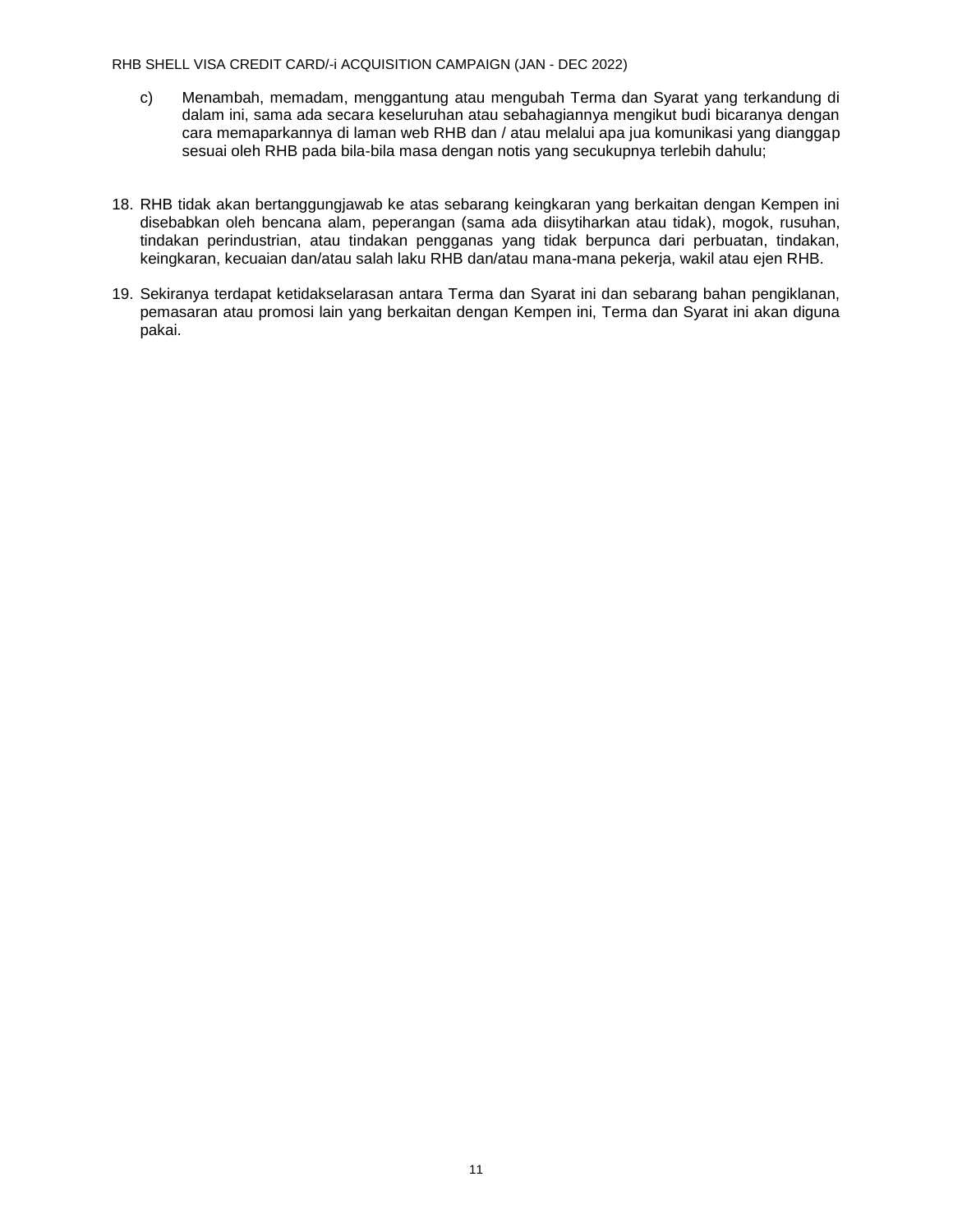c) Menambah, memadam, menggantung atau mengubah Terma dan Syarat yang terkandung di dalam ini, sama ada secara keseluruhan atau sebahagiannya mengikut budi bicaranya dengan cara memaparkannya di laman web RHB dan / atau melalui apa jua komunikasi yang dianggap sesuai oleh RHB pada bila-bila masa dengan notis yang secukupnya terlebih dahulu;

18. RHB tidak akan bertanggungjawab ke atas sebarang keingkaran yang berkaitan dengan Kempen ini disebabkan oleh bencana alam, peperangan (sama ada diisytiharkan atau tidak), mogok, rusuhan, tindakan perindustrian, atau tindakan pengganas yang tidak berpunca dari perbuatan, tindakan, keingkaran, kecuaian dan/atau salah laku RHB dan/atau mana-mana pekerja, wakil atau ejen RHB.

19. Sekiranya terdapat ketidakselarasan antara Terma dan Syarat ini dan sebarang bahan pengiklanan, pemasaran atau promosi lain yang berkaitan dengan Kempen ini, Terma dan Syarat ini akan diguna pakai.